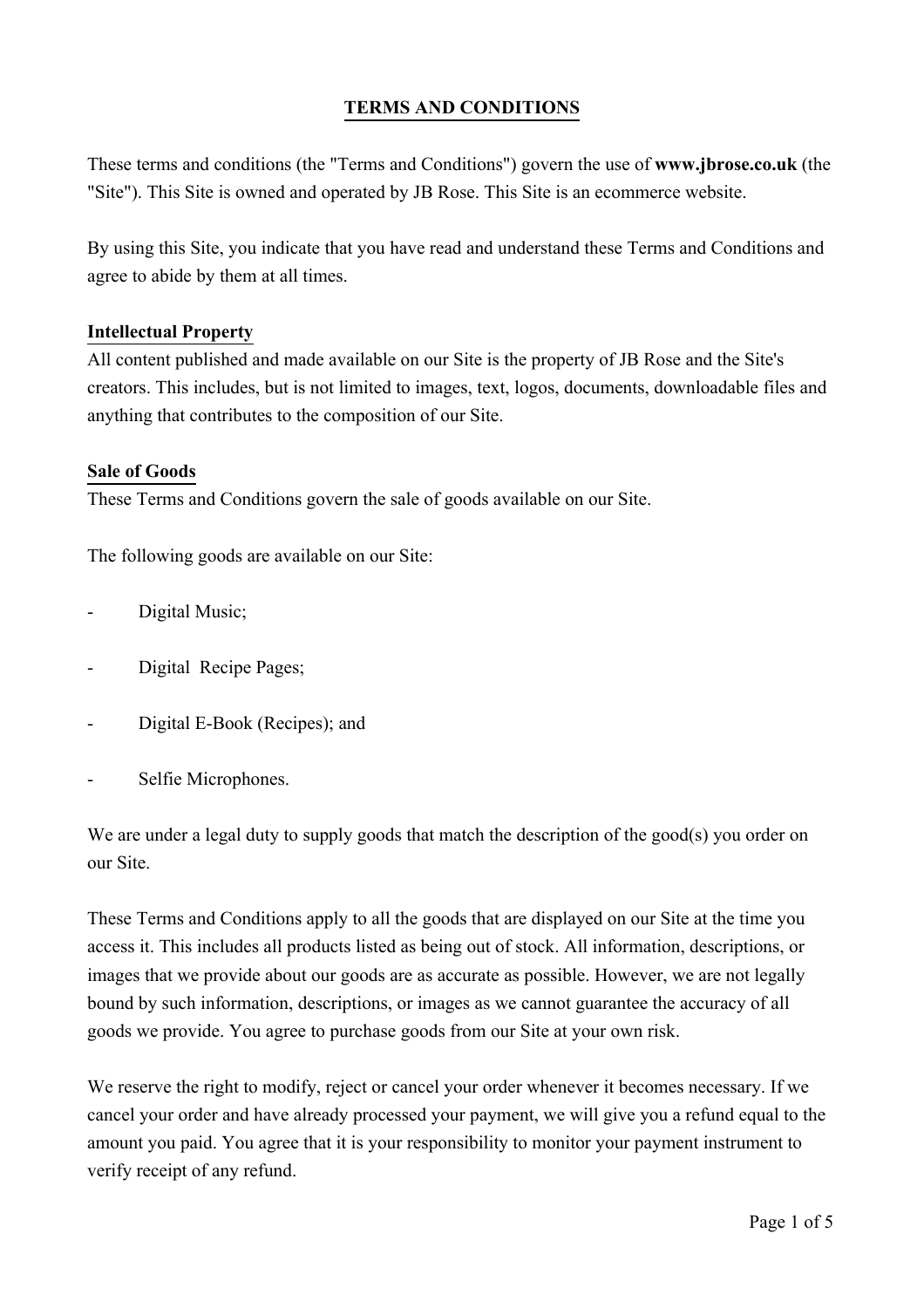# TERMS AND CONDITIONS

These terms and conditions (the "Terms and Conditions") govern the use of **www.jbrose.co.uk** (the "Site"). This Site is owned and operated by JB Rose. This Site is an ecommerce website.

By using this Site, you indicate that you have read and understand these Terms and Conditions and agree to abide by them at all times.

## Intellectual Property

All content published and made available on our Site is the property of JB Rose and the Site's creators. This includes, but is not limited to images, text, logos, documents, downloadable files and anything that contributes to the composition of our Site.

## Sale of Goods

These Terms and Conditions govern the sale of goods available on our Site.

The following goods are available on our Site:

- Digital Music;
- Digital Recipe Pages;
- Digital E-Book (Recipes); and
- Selfie Microphones.

We are under a legal duty to supply goods that match the description of the good(s) you order on our Site.

These Terms and Conditions apply to all the goods that are displayed on our Site at the time you access it. This includes all products listed as being out of stock. All information, descriptions, or images that we provide about our goods are as accurate as possible. However, we are not legally bound by such information, descriptions, or images as we cannot guarantee the accuracy of all goods we provide. You agree to purchase goods from our Site at your own risk.

We reserve the right to modify, reject or cancel your order whenever it becomes necessary. If we cancel your order and have already processed your payment, we will give you a refund equal to the amount you paid. You agree that it is your responsibility to monitor your payment instrument to verify receipt of any refund.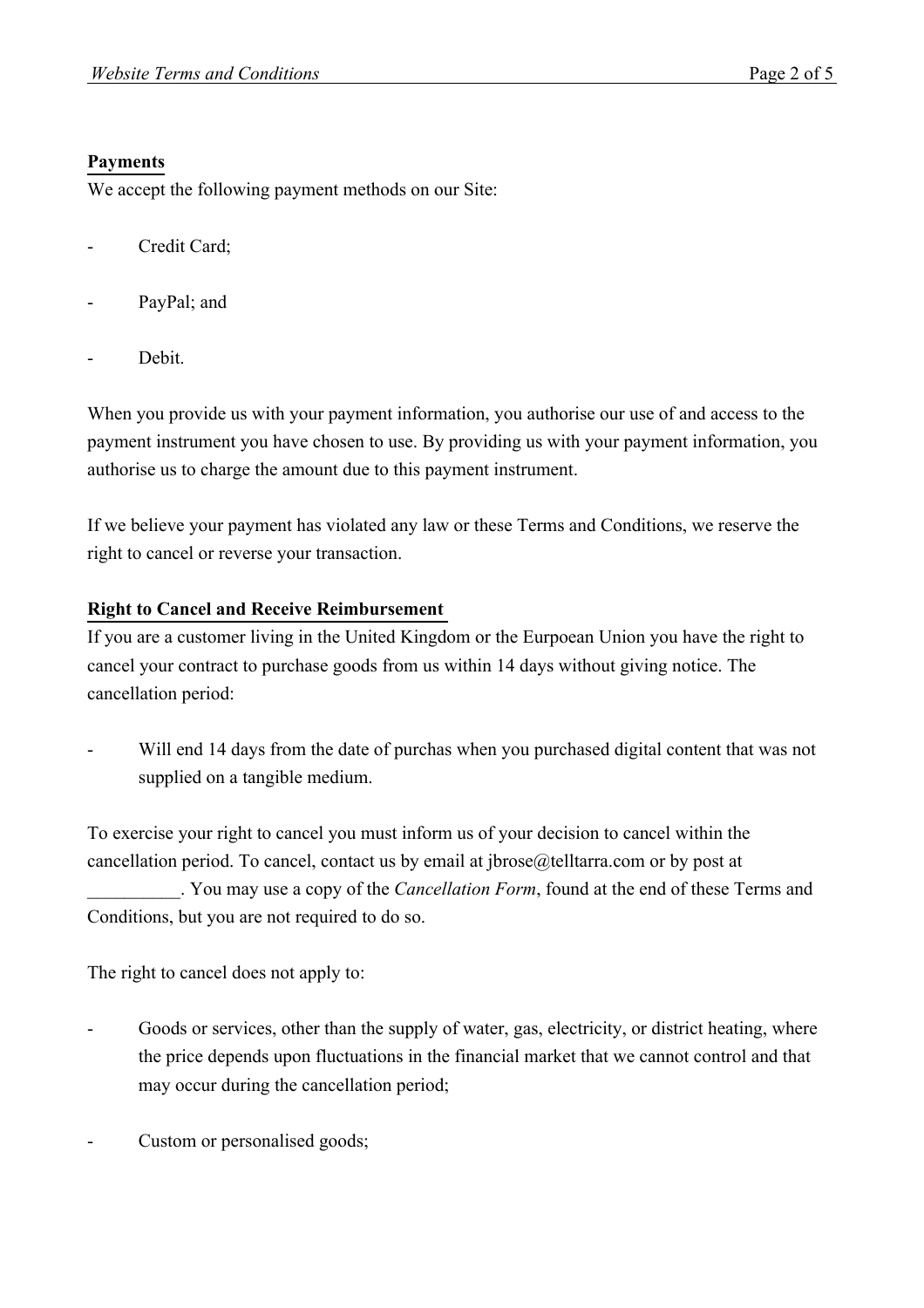**Payments**

We accept the following payment methods on our Site:

- Credit Card;
- PayPal; and
- Debit.

When you provide us with your payment information, you authorise our use of and access to the payment instrument you have chosen to use. By providing us with your payment information, you authorise us to charge the amount due to this payment instrument.

If we believe your payment has violated any law or these Terms and Conditions, we reserve the right to cancel or reverse your transaction.

**Right to Cancel and Receive Reimbursement**

If you are a customer living in the United Kingdom or the Eurpoean Union you have the right to cancel your contract to purchase goods from us within 14 days without giving notice. The cancellation period:

- Will end 14 days from the date of purchas when you purchased digital content that was not supplied on a tangible medium.

To exercise your right to cancel you must inform us of your decision to cancel within the cancellation period. To cancel, contact us by email at jbrose@telltarra.com or by post at __________. You may use a copy of the *Cancellation Form*, found at the end of these Terms and Conditions, but you are not required to do so.

The right to cancel does not apply to:

- Goods or services, other than the supply of water, gas, electricity, or district heating, where the price depends upon fluctuations in the financial market that we cannot control and that may occur during the cancellation period;
- Custom or personalised goods;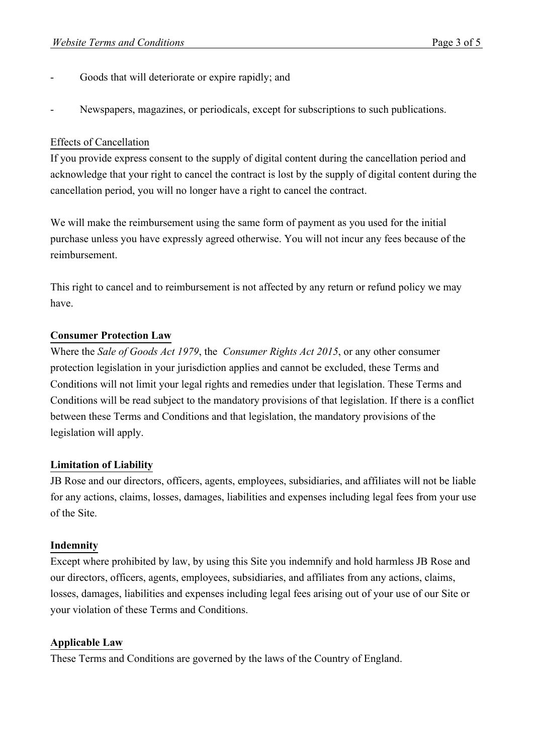- Goods that will deteriorate or expire rapidly; and
- Newspapers, magazines, or periodicals, except for subscriptions to such publications.

Effects of Cancellation

If you provide express consent to the supply of digital content during the cancellation period and acknowledge that your right to cancel the contract is lost by the supply of digital content during the cancellation period, you will no longer have a right to cancel the contract.

We will make the reimbursement using the same form of payment as you used for the initial purchase unless you have expressly agreed otherwise. You will not incur any fees because of the reimbursement.

This right to cancel and to reimbursement is not affected by any return or refund policy we may have.

**Consumer Protection Law**

Where the *Sale of Goods Act 1979*, the *Consumer Rights Act 2015*, or any other consumer protection legislation in your jurisdiction applies and cannot be excluded, these Terms and Conditions will not limit your legal rights and remedies under that legislation. These Terms and Conditions will be read subject to the mandatory provisions of that legislation. If there is a conflict between these Terms and Conditions and that legislation, the mandatory provisions of the legislation will apply.

**Limitation of Liability**

JB Rose and our directors, officers, agents, employees, subsidiaries, and affiliates will not be liable for any actions, claims, losses, damages, liabilities and expenses including legal fees from your use of the Site.

**Indemnity**

Except where prohibited by law, by using this Site you indemnify and hold harmless JB Rose and our directors, officers, agents, employees, subsidiaries, and affiliates from any actions, claims, losses, damages, liabilities and expenses including legal fees arising out of your use of our Site or your violation of these Terms and Conditions.

**Applicable Law**

These Terms and Conditions are governed by the laws of the Country of England.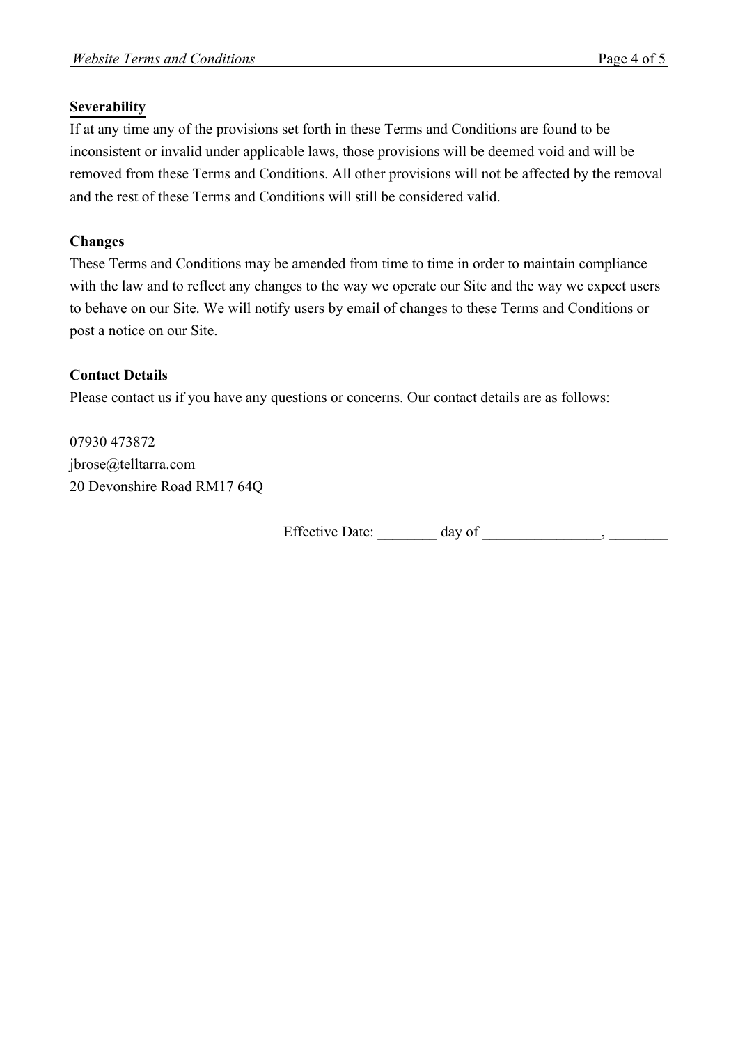**Severability**

If at any time any of the provisions set forth in these Terms and Conditions are found to be inconsistent or invalid under applicable laws, those provisions will be deemed void and will be removed from these Terms and Conditions. All other provisions will not be affected by the removal and the rest of these Terms and Conditions will still be considered valid.

**Changes**

These Terms and Conditions may be amended from time to time in order to maintain compliance with the law and to reflect any changes to the way we operate our Site and the way we expect users to behave on our Site. We will notify users by email of changes to these Terms and Conditions or post a notice on our Site.

**Contact Details**

Please contact us if you have any questions or concerns. Our contact details are as follows:

07930 473872
jbrose@telltarra.com
20 Devonshire Road RM17 64Q

Effective Date: ________ day of ________________, ________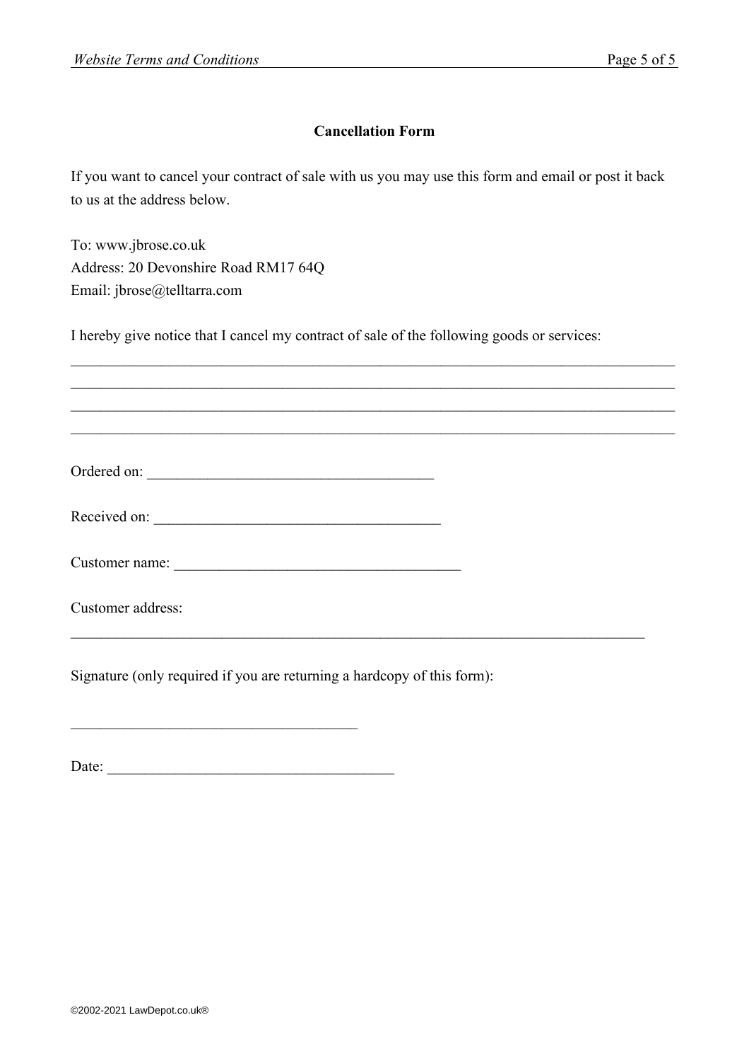**Cancellation Form**

If you want to cancel your contract of sale with us you may use this form and email or post it back to us at the address below.

To: www.jbrose.co.uk
Address: 20 Devonshire Road RM17 64Q
Email: jbrose@telltarra.com

I hereby give notice that I cancel my contract of sale of the following goods or services:

_______________________________________________________________________________
_______________________________________________________________________________
_______________________________________________________________________________
_______________________________________________________________________________

Ordered on: ____________________________________

Received on: ____________________________________

Customer name: ____________________________________

Customer address:

____________________________________________________________________________

Signature (only required if you are returning a hardcopy of this form):

____________________________________

Date: ____________________________________

©2002-2021 LawDepot.co.uk®